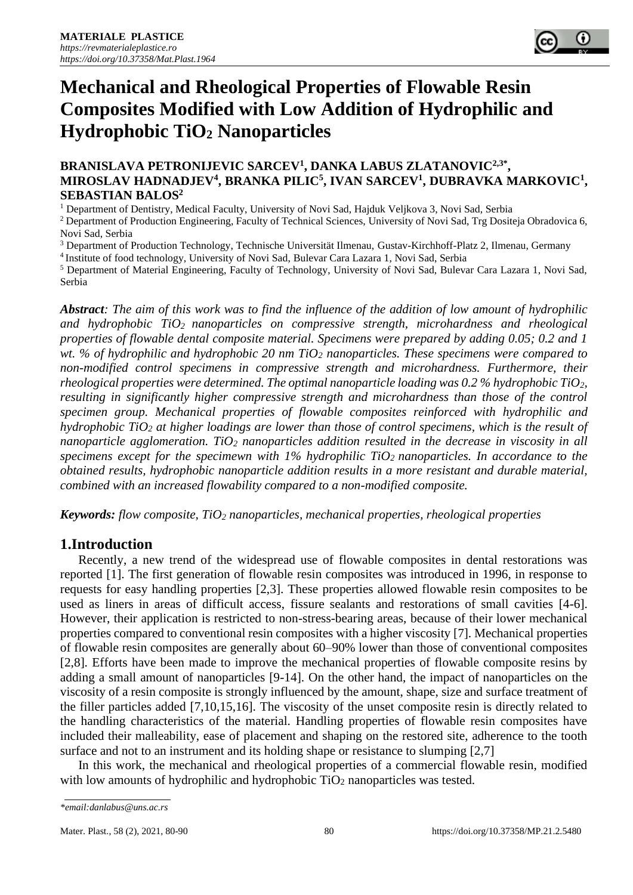# Mechanical and Rheological Properties of Flowable Resin Composites Modified with Low Addition of Hydrophilic and Hydrophobic $TiO_2$ Nanoparticles

**BRANISLAVA PETRONIJEVIC SARCEV[1], DANKA LABUS ZLATANOVIC[2,3*], MIROSLAV HADNADJEV[4], BRANKA PILIC[5], IVAN SARCEV[1], DUBRAVKA MARKOVIC[1], SEBASTIAN BALOS[2]**

[1] Department of Dentistry, Medical Faculty, University of Novi Sad, Hajduk Veljkova 3, Novi Sad, Serbia

[2] Department of Production Engineering, Faculty of Technical Sciences, University of Novi Sad, Trg Dositeja Obradovica 6, Novi Sad, Serbia

[3] Department of Production Technology, Technische Universität Ilmenau, Gustav-Kirchhoff-Platz 2, Ilmenau, Germany

[4] Institute of food technology, University of Novi Sad, Bulevar Cara Lazara 1, Novi Sad, Serbia

[5] Department of Material Engineering, Faculty of Technology, University of Novi Sad, Bulevar Cara Lazara 1, Novi Sad, Serbia

***Abstract**: The aim of this work was to find the influence of the addition of low amount of hydrophilic and hydrophobic $TiO_2$ nanoparticles on compressive strength, microhardness and rheological properties of flowable dental composite material. Specimens were prepared by adding 0.05; 0.2 and 1 wt. % of hydrophilic and hydrophobic 20 nm $TiO_2$ nanoparticles. These specimens were compared to non-modified control specimens in compressive strength and microhardness. Furthermore, their rheological properties were determined. The optimal nanoparticle loading was 0.2 % hydrophobic $TiO_2$, resulting in significantly higher compressive strength and microhardness than those of the control specimen group. Mechanical properties of flowable composites reinforced with hydrophilic and hydrophobic $TiO_2$ at higher loadings are lower than those of control specimens, which is the result of nanoparticle agglomeration. $TiO_2$ nanoparticles addition resulted in the decrease in viscosity in all specimens except for the specimewn with 1% hydrophilic $TiO_2$ nanoparticles. In accordance to the obtained results, hydrophobic nanoparticle addition results in a more resistant and durable material, combined with an increased flowability compared to a non-modified composite.*

***Keywords:** flow composite, $TiO_2$ nanoparticles, mechanical properties, rheological properties*

## 1.Introduction

Recently, a new trend of the widespread use of flowable composites in dental restorations was reported [1]. The first generation of flowable resin composites was introduced in 1996, in response to requests for easy handling properties [2,3]. These properties allowed flowable resin composites to be used as liners in areas of difficult access, fissure sealants and restorations of small cavities [4-6]. However, their application is restricted to non-stress-bearing areas, because of their lower mechanical properties compared to conventional resin composites with a higher viscosity [7]. Mechanical properties of flowable resin composites are generally about 60–90% lower than those of conventional composites [2,8]. Efforts have been made to improve the mechanical properties of flowable composite resins by adding a small amount of nanoparticles [9-14]. On the other hand, the impact of nanoparticles on the viscosity of a resin composite is strongly influenced by the amount, shape, size and surface treatment of the filler particles added [7,10,15,16]. The viscosity of the unset composite resin is directly related to the handling characteristics of the material. Handling properties of flowable resin composites have included their malleability, ease of placement and shaping on the restored site, adherence to the tooth surface and not to an instrument and its holding shape or resistance to slumping [2,7]

In this work, the mechanical and rheological properties of a commercial flowable resin, modified with low amounts of hydrophilic and hydrophobic $TiO_2$ nanoparticles was tested.

*email:danlabus@uns.ac.rs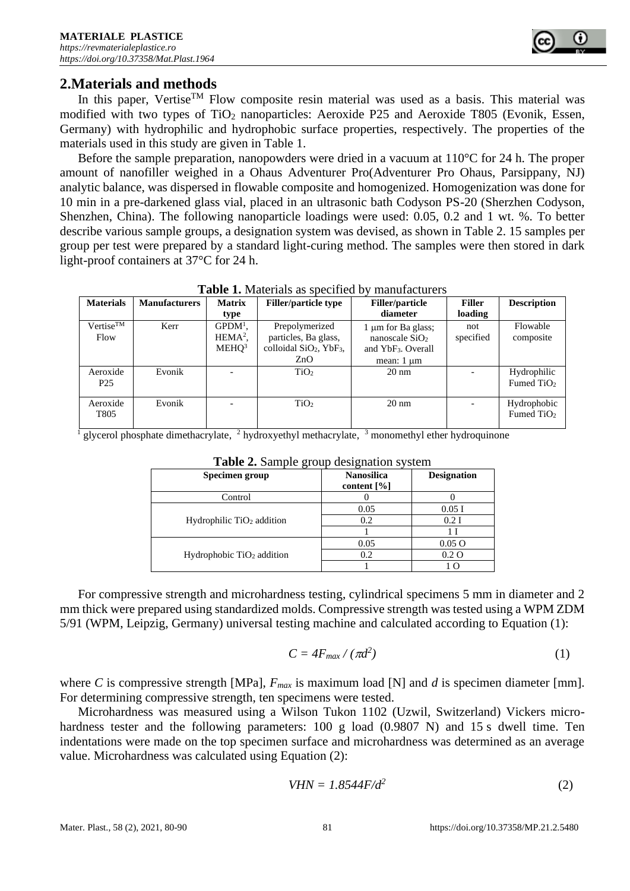## 2.Materials and methods

In this paper, Vertise™ Flow composite resin material was used as a basis. This material was modified with two types of $TiO_2$ nanoparticles: Aeroxide P25 and Aeroxide T805 (Evonik, Essen, Germany) with hydrophilic and hydrophobic surface properties, respectively. The properties of the materials used in this study are given in Table 1.

Before the sample preparation, nanopowders were dried in a vacuum at 110°C for 24 h. The proper amount of nanofiller weighed in a Ohaus Adventurer Pro(Adventurer Pro Ohaus, Parsippany, NJ) analytic balance, was dispersed in flowable composite and homogenized. Homogenization was done for 10 min in a pre-darkened glass vial, placed in an ultrasonic bath Codyson PS-20 (Sherzhen Codyson, Shenzhen, China). The following nanoparticle loadings were used: 0.05, 0.2 and 1 wt. %. To better describe various sample groups, a designation system was devised, as shown in Table 2. 15 samples per group per test were prepared by a standard light-curing method. The samples were then stored in dark light-proof containers at 37°C for 24 h.

**Table 1.** Materials as specified by manufacturers

| Materials | Manufacturers | Matrix type | Filler/particle type | Filler/particle diameter | Filler loading | Description |
|---|---|---|---|---|---|---|
| Vertise™ Flow | Kerr | GPDM[1], HEMA[2], MEHQ[3] | Prepolymerized particles, Ba glass, colloidal $SiO_2$, $YbF_3$, ZnO | 1 μm for Ba glass; nanoscale $SiO_2$ and $YbF_3$. Overall mean: 1 μm | not specified | Flowable composite |
| Aeroxide P25 | Evonik | - | $TiO_2$ | 20 nm | - | Hydrophilic Fumed $TiO_2$ |
| Aeroxide T805 | Evonik | - | $TiO_2$ | 20 nm | - | Hydrophobic Fumed $TiO_2$ |

[1] glycerol phosphate dimethacrylate, [2] hydroxyethyl methacrylate, [3] monomethyl ether hydroquinone

**Table 2.** Sample group designation system

| Specimen group | Nanosilica content [%] | Designation |
|---|---|---|
| Control | 0 | 0 |
| Hydrophilic $TiO_2$ addition | 0.05 | 0.05 I |
| | 0.2 | 0.2 I |
| | 1 | 1 I |
| Hydrophobic $TiO_2$ addition | 0.05 | 0.05 O |
| | 0.2 | 0.2 O |
| | 1 | 1 O |

For compressive strength and microhardness testing, cylindrical specimens 5 mm in diameter and 2 mm thick were prepared using standardized molds. Compressive strength was tested using a WPM ZDM 5/91 (WPM, Leipzig, Germany) universal testing machine and calculated according to Equation (1):

$$C = 4F_{max} / (\pi d^2) \tag{1}$$

where $C$ is compressive strength [MPa], $F_{max}$ is maximum load [N] and $d$ is specimen diameter [mm]. For determining compressive strength, ten specimens were tested.

Microhardness was measured using a Wilson Tukon 1102 (Uzwil, Switzerland) Vickers micro-hardness tester and the following parameters: 100 g load (0.9807 N) and 15 s dwell time. Ten indentations were made on the top specimen surface and microhardness was determined as an average value. Microhardness was calculated using Equation (2):

$$VHN = 1.8544F/d^2 \tag{2}$$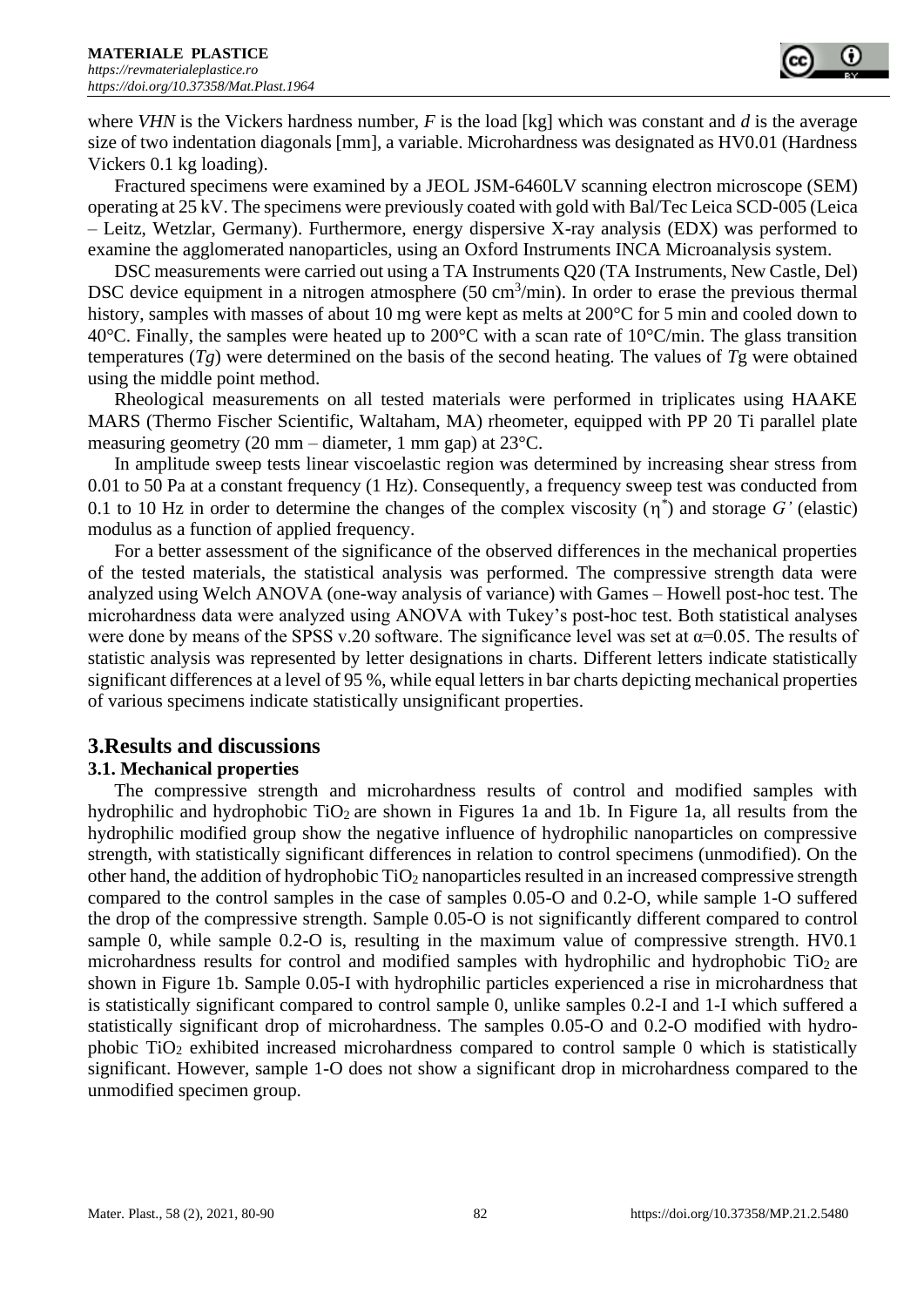where *VHN* is the Vickers hardness number, *F* is the load [kg] which was constant and *d* is the average size of two indentation diagonals [mm], a variable. Microhardness was designated as HV0.01 (Hardness Vickers 0.1 kg loading).

Fractured specimens were examined by a JEOL JSM-6460LV scanning electron microscope (SEM) operating at 25 kV. The specimens were previously coated with gold with Bal/Tec Leica SCD-005 (Leica – Leitz, Wetzlar, Germany). Furthermore, energy dispersive X-ray analysis (EDX) was performed to examine the agglomerated nanoparticles, using an Oxford Instruments INCA Microanalysis system.

DSC measurements were carried out using a TA Instruments Q20 (TA Instruments, New Castle, Del) DSC device equipment in a nitrogen atmosphere (50 $cm^3$/min). In order to erase the previous thermal history, samples with masses of about 10 mg were kept as melts at 200°C for 5 min and cooled down to 40°C. Finally, the samples were heated up to 200°C with a scan rate of 10°C/min. The glass transition temperatures ($Tg$) were determined on the basis of the second heating. The values of $T$g were obtained using the middle point method.

Rheological measurements on all tested materials were performed in triplicates using HAAKE MARS (Thermo Fischer Scientific, Waltaham, MA) rheometer, equipped with PP 20 Ti parallel plate measuring geometry (20 mm – diameter, 1 mm gap) at 23°C.

In amplitude sweep tests linear viscoelastic region was determined by increasing shear stress from 0.01 to 50 Pa at a constant frequency (1 Hz). Consequently, a frequency sweep test was conducted from 0.1 to 10 Hz in order to determine the changes of the complex viscosity ($\eta^*$) and storage $G'$ (elastic) modulus as a function of applied frequency.

For a better assessment of the significance of the observed differences in the mechanical properties of the tested materials, the statistical analysis was performed. The compressive strength data were analyzed using Welch ANOVA (one-way analysis of variance) with Games – Howell post-hoc test. The microhardness data were analyzed using ANOVA with Tukey's post-hoc test. Both statistical analyses were done by means of the SPSS v.20 software. The significance level was set at $\alpha$=0.05. The results of statistic analysis was represented by letter designations in charts. Different letters indicate statistically significant differences at a level of 95 %, while equal letters in bar charts depicting mechanical properties of various specimens indicate statistically unsignificant properties.

## 3.Results and discussions

### 3.1. Mechanical properties

The compressive strength and microhardness results of control and modified samples with hydrophilic and hydrophobic $TiO_2$ are shown in Figures 1a and 1b. In Figure 1a, all results from the hydrophilic modified group show the negative influence of hydrophilic nanoparticles on compressive strength, with statistically significant differences in relation to control specimens (unmodified). On the other hand, the addition of hydrophobic $TiO_2$ nanoparticles resulted in an increased compressive strength compared to the control samples in the case of samples 0.05-O and 0.2-O, while sample 1-O suffered the drop of the compressive strength. Sample 0.05-O is not significantly different compared to control sample 0, while sample 0.2-O is, resulting in the maximum value of compressive strength. HV0.1 microhardness results for control and modified samples with hydrophilic and hydrophobic $TiO_2$ are shown in Figure 1b. Sample 0.05-I with hydrophilic particles experienced a rise in microhardness that is statistically significant compared to control sample 0, unlike samples 0.2-I and 1-I which suffered a statistically significant drop of microhardness. The samples 0.05-O and 0.2-O modified with hydrophobic $TiO_2$ exhibited increased microhardness compared to control sample 0 which is statistically significant. However, sample 1-O does not show a significant drop in microhardness compared to the unmodified specimen group.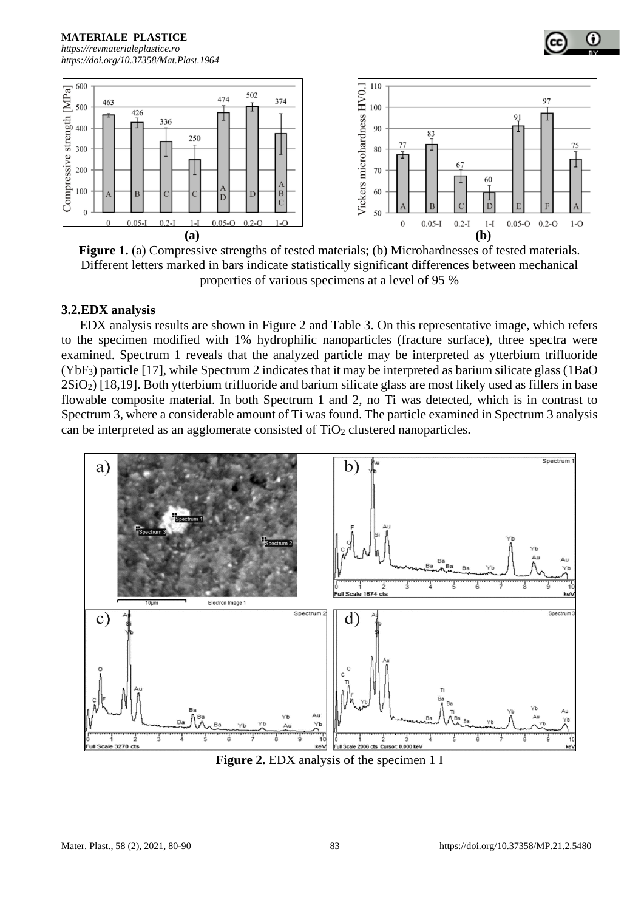**Figure 1.** (a) Compressive strengths of tested materials; (b) Microhardnesses of tested materials. Different letters marked in bars indicate statistically significant differences between mechanical properties of various specimens at a level of 95 %

### 3.2.EDX analysis

EDX analysis results are shown in Figure 2 and Table 3. On this representative image, which refers to the specimen modified with 1% hydrophilic nanoparticles (fracture surface), three spectra were examined. Spectrum 1 reveals that the analyzed particle may be interpreted as ytterbium trifluoride ($YbF_3$) particle [17], while Spectrum 2 indicates that it may be interpreted as barium silicate glass (1BaO $2SiO_2$) [18,19]. Both ytterbium trifluoride and barium silicate glass are most likely used as fillers in base flowable composite material. In both Spectrum 1 and 2, no Ti was detected, which is in contrast to Spectrum 3, where a considerable amount of Ti was found. The particle examined in Spectrum 3 analysis can be interpreted as an agglomerate consisted of $TiO_2$ clustered nanoparticles.

**Figure 2.** EDX analysis of the specimen 1 I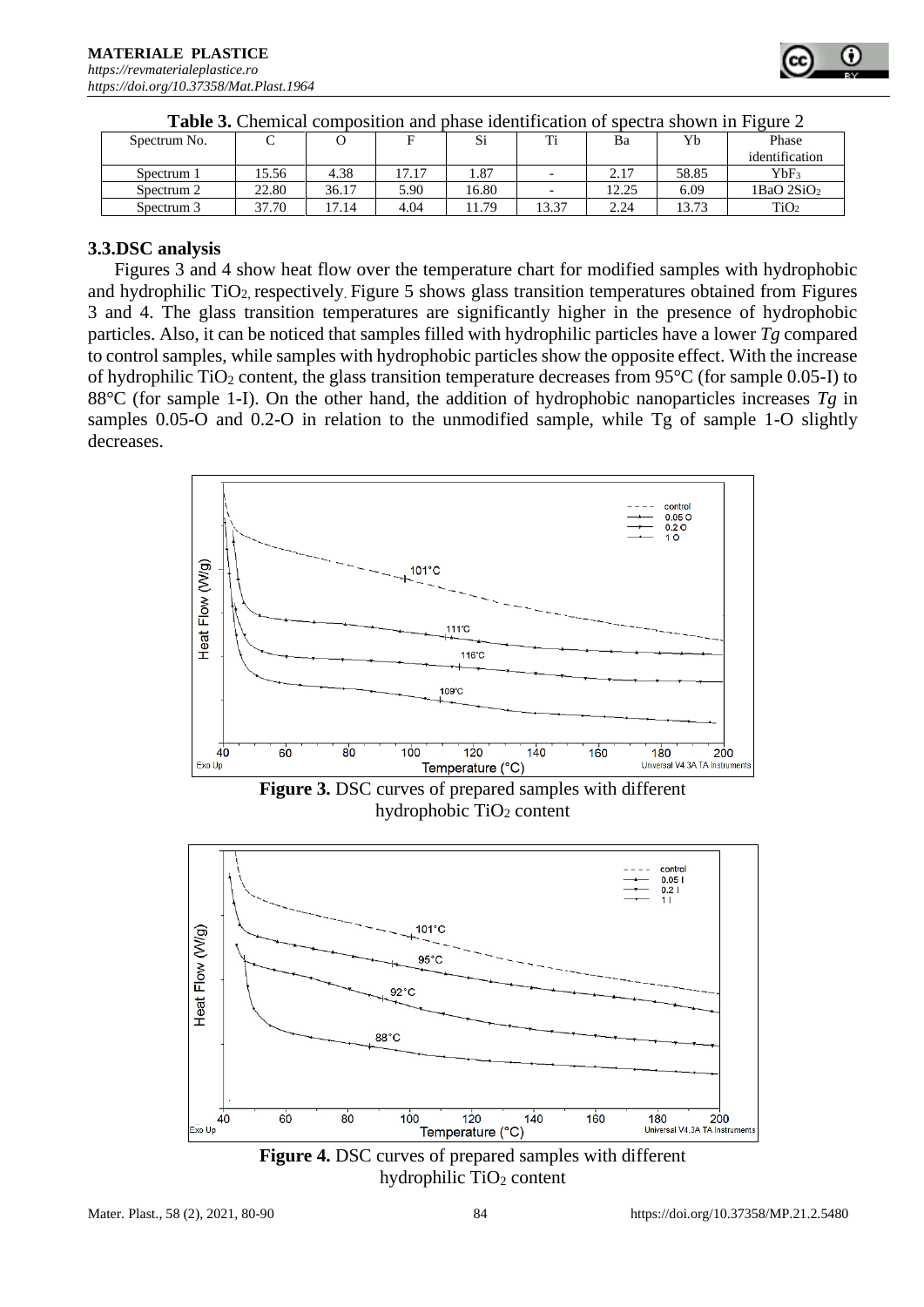**Table 3.** Chemical composition and phase identification of spectra shown in Figure 2

| Spectrum No. | C | O | F | Si | Ti | Ba | Yb | Phase identification |
|---|---|---|---|---|---|---|---|---|
| Spectrum 1 | 15.56 | 4.38 | 17.17 | 1.87 | - | 2.17 | 58.85 | $YbF_3$ |
| Spectrum 2 | 22.80 | 36.17 | 5.90 | 16.80 | - | 12.25 | 6.09 | 1BaO $2SiO_2$ |
| Spectrum 3 | 37.70 | 17.14 | 4.04 | 11.79 | 13.37 | 2.24 | 13.73 | $TiO_2$ |

### 3.3.DSC analysis

Figures 3 and 4 show heat flow over the temperature chart for modified samples with hydrophobic and hydrophilic $TiO_2$, respectively. Figure 5 shows glass transition temperatures obtained from Figures 3 and 4. The glass transition temperatures are significantly higher in the presence of hydrophobic particles. Also, it can be noticed that samples filled with hydrophilic particles have a lower *Tg* compared to control samples, while samples with hydrophobic particles show the opposite effect. With the increase of hydrophilic $TiO_2$ content, the glass transition temperature decreases from 95°C (for sample 0.05-I) to 88°C (for sample 1-I). On the other hand, the addition of hydrophobic nanoparticles increases *Tg* in samples 0.05-O and 0.2-O in relation to the unmodified sample, while Tg of sample 1-O slightly decreases.

**Figure 3.** DSC curves of prepared samples with different hydrophobic $TiO_2$ content

**Figure 4.** DSC curves of prepared samples with different hydrophilic $TiO_2$ content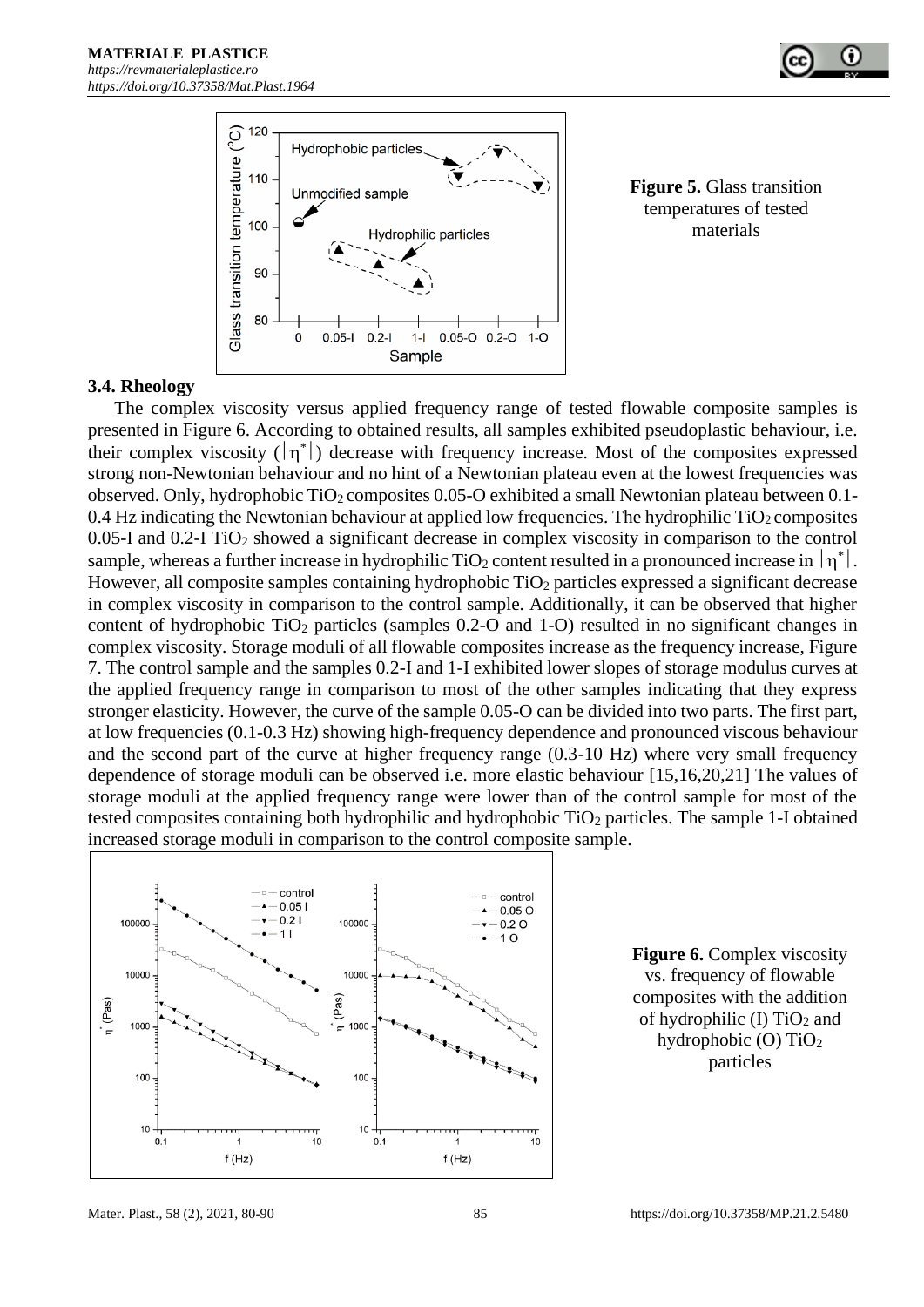**Figure 5.** Glass transition temperatures of tested materials

### 3.4. Rheology

The complex viscosity versus applied frequency range of tested flowable composite samples is presented in Figure 6. According to obtained results, all samples exhibited pseudoplastic behaviour, i.e. their complex viscosity ($|\eta^*|$) decrease with frequency increase. Most of the composites expressed strong non-Newtonian behaviour and no hint of a Newtonian plateau even at the lowest frequencies was observed. Only, hydrophobic $TiO_2$ composites 0.05-O exhibited a small Newtonian plateau between 0.1-0.4 Hz indicating the Newtonian behaviour at applied low frequencies. The hydrophilic $TiO_2$ composites 0.05-I and 0.2-I $TiO_2$ showed a significant decrease in complex viscosity in comparison to the control sample, whereas a further increase in hydrophilic $TiO_2$ content resulted in a pronounced increase in $|\eta^*|$. However, all composite samples containing hydrophobic $TiO_2$ particles expressed a significant decrease in complex viscosity in comparison to the control sample. Additionally, it can be observed that higher content of hydrophobic $TiO_2$ particles (samples 0.2-O and 1-O) resulted in no significant changes in complex viscosity. Storage moduli of all flowable composites increase as the frequency increase, Figure 7. The control sample and the samples 0.2-I and 1-I exhibited lower slopes of storage modulus curves at the applied frequency range in comparison to most of the other samples indicating that they express stronger elasticity. However, the curve of the sample 0.05-O can be divided into two parts. The first part, at low frequencies (0.1-0.3 Hz) showing high-frequency dependence and pronounced viscous behaviour and the second part of the curve at higher frequency range (0.3-10 Hz) where very small frequency dependence of storage moduli can be observed i.e. more elastic behaviour [15,16,20,21] The values of storage moduli at the applied frequency range were lower than of the control sample for most of the tested composites containing both hydrophilic and hydrophobic $TiO_2$ particles. The sample 1-I obtained increased storage moduli in comparison to the control composite sample.

**Figure 6.** Complex viscosity vs. frequency of flowable composites with the addition of hydrophilic (I) $TiO_2$ and hydrophobic (O) $TiO_2$ particles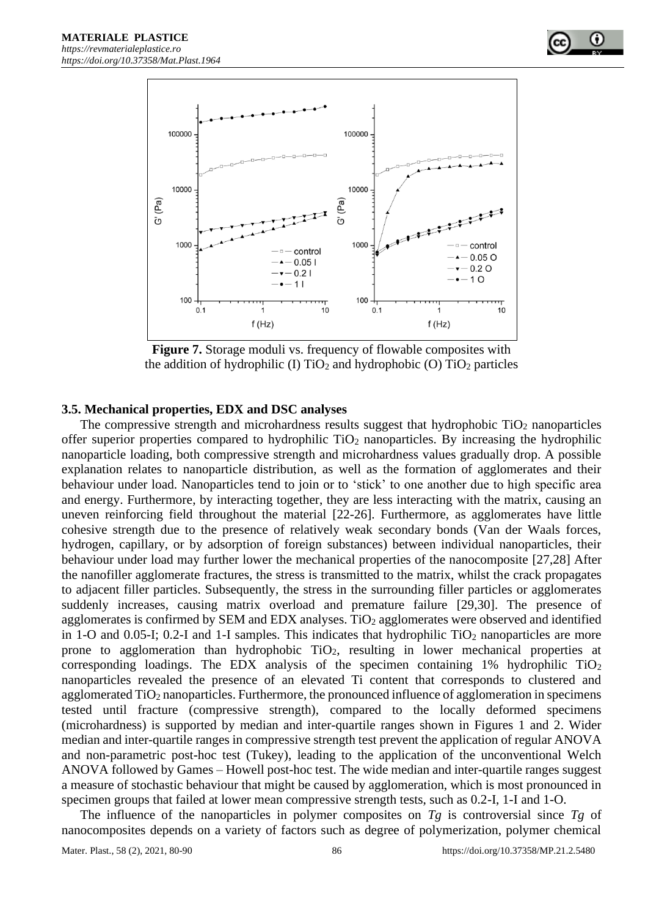**Figure 7.** Storage moduli vs. frequency of flowable composites with the addition of hydrophilic (I) $TiO_2$ and hydrophobic (O) $TiO_2$ particles

### 3.5. Mechanical properties, EDX and DSC analyses

The compressive strength and microhardness results suggest that hydrophobic $TiO_2$ nanoparticles offer superior properties compared to hydrophilic $TiO_2$ nanoparticles. By increasing the hydrophilic nanoparticle loading, both compressive strength and microhardness values gradually drop. A possible explanation relates to nanoparticle distribution, as well as the formation of agglomerates and their behaviour under load. Nanoparticles tend to join or to 'stick' to one another due to high specific area and energy. Furthermore, by interacting together, they are less interacting with the matrix, causing an uneven reinforcing field throughout the material [22-26]. Furthermore, as agglomerates have little cohesive strength due to the presence of relatively weak secondary bonds (Van der Waals forces, hydrogen, capillary, or by adsorption of foreign substances) between individual nanoparticles, their behaviour under load may further lower the mechanical properties of the nanocomposite [27,28] After the nanofiller agglomerate fractures, the stress is transmitted to the matrix, whilst the crack propagates to adjacent filler particles. Subsequently, the stress in the surrounding filler particles or agglomerates suddenly increases, causing matrix overload and premature failure [29,30]. The presence of agglomerates is confirmed by SEM and EDX analyses. $TiO_2$ agglomerates were observed and identified in 1-O and 0.05-I; 0.2-I and 1-I samples. This indicates that hydrophilic $TiO_2$ nanoparticles are more prone to agglomeration than hydrophobic $TiO_2$, resulting in lower mechanical properties at corresponding loadings. The EDX analysis of the specimen containing 1% hydrophilic $TiO_2$ nanoparticles revealed the presence of an elevated Ti content that corresponds to clustered and agglomerated $TiO_2$ nanoparticles. Furthermore, the pronounced influence of agglomeration in specimens tested until fracture (compressive strength), compared to the locally deformed specimens (microhardness) is supported by median and inter-quartile ranges shown in Figures 1 and 2. Wider median and inter-quartile ranges in compressive strength test prevent the application of regular ANOVA and non-parametric post-hoc test (Tukey), leading to the application of the unconventional Welch ANOVA followed by Games – Howell post-hoc test. The wide median and inter-quartile ranges suggest a measure of stochastic behaviour that might be caused by agglomeration, which is most pronounced in specimen groups that failed at lower mean compressive strength tests, such as 0.2-I, 1-I and 1-O.

The influence of the nanoparticles in polymer composites on $Tg$ is controversial since $Tg$ of nanocomposites depends on a variety of factors such as degree of polymerization, polymer chemical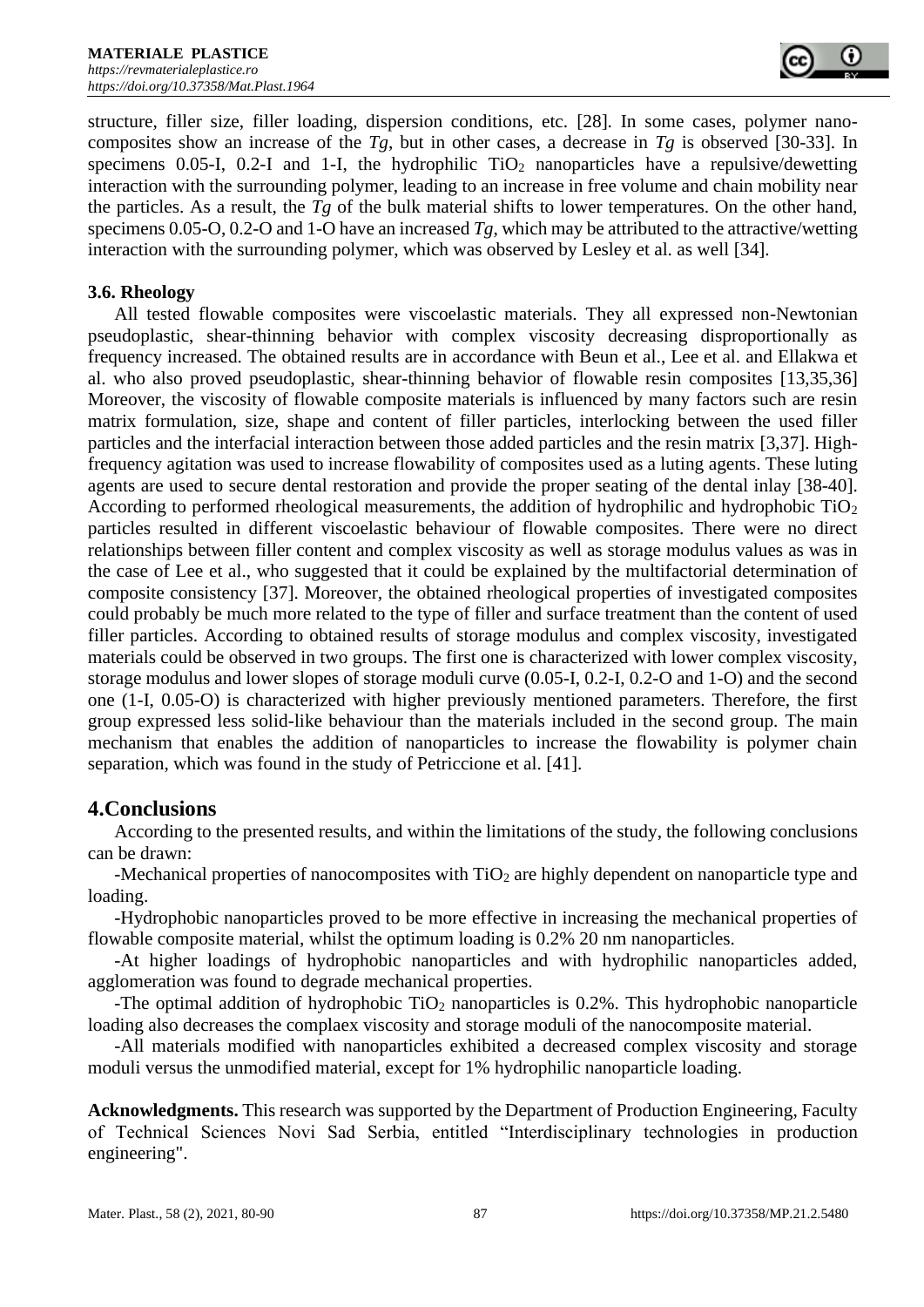structure, filler size, filler loading, dispersion conditions, etc. [28]. In some cases, polymer nanocomposites show an increase of the *Tg*, but in other cases, a decrease in *Tg* is observed [30-33]. In specimens 0.05-I, 0.2-I and 1-I, the hydrophilic $TiO_2$ nanoparticles have a repulsive/dewetting interaction with the surrounding polymer, leading to an increase in free volume and chain mobility near the particles. As a result, the *Tg* of the bulk material shifts to lower temperatures. On the other hand, specimens 0.05-O, 0.2-O and 1-O have an increased *Tg*, which may be attributed to the attractive/wetting interaction with the surrounding polymer, which was observed by Lesley et al. as well [34].

### 3.6. Rheology

All tested flowable composites were viscoelastic materials. They all expressed non-Newtonian pseudoplastic, shear-thinning behavior with complex viscosity decreasing disproportionally as frequency increased. The obtained results are in accordance with Beun et al., Lee et al. and Ellakwa et al. who also proved pseudoplastic, shear-thinning behavior of flowable resin composites [13,35,36] Moreover, the viscosity of flowable composite materials is influenced by many factors such are resin matrix formulation, size, shape and content of filler particles, interlocking between the used filler particles and the interfacial interaction between those added particles and the resin matrix [3,37]. High-frequency agitation was used to increase flowability of composites used as a luting agents. These luting agents are used to secure dental restoration and provide the proper seating of the dental inlay [38-40]. According to performed rheological measurements, the addition of hydrophilic and hydrophobic $TiO_2$ particles resulted in different viscoelastic behaviour of flowable composites. There were no direct relationships between filler content and complex viscosity as well as storage modulus values as was in the case of Lee et al., who suggested that it could be explained by the multifactorial determination of composite consistency [37]. Moreover, the obtained rheological properties of investigated composites could probably be much more related to the type of filler and surface treatment than the content of used filler particles. According to obtained results of storage modulus and complex viscosity, investigated materials could be observed in two groups. The first one is characterized with lower complex viscosity, storage modulus and lower slopes of storage moduli curve (0.05-I, 0.2-I, 0.2-O and 1-O) and the second one (1-I, 0.05-O) is characterized with higher previously mentioned parameters. Therefore, the first group expressed less solid-like behaviour than the materials included in the second group. The main mechanism that enables the addition of nanoparticles to increase the flowability is polymer chain separation, which was found in the study of Petriccione et al. [41].

## 4.Conclusions

According to the presented results, and within the limitations of the study, the following conclusions can be drawn:

-Mechanical properties of nanocomposites with $TiO_2$ are highly dependent on nanoparticle type and loading.

-Hydrophobic nanoparticles proved to be more effective in increasing the mechanical properties of flowable composite material, whilst the optimum loading is 0.2% 20 nm nanoparticles.

-At higher loadings of hydrophobic nanoparticles and with hydrophilic nanoparticles added, agglomeration was found to degrade mechanical properties.

-The optimal addition of hydrophobic $TiO_2$ nanoparticles is 0.2%. This hydrophobic nanoparticle loading also decreases the complaex viscosity and storage moduli of the nanocomposite material.

-All materials modified with nanoparticles exhibited a decreased complex viscosity and storage moduli versus the unmodified material, except for 1% hydrophilic nanoparticle loading.

**Acknowledgments.** This research was supported by the Department of Production Engineering, Faculty of Technical Sciences Novi Sad Serbia, entitled "Interdisciplinary technologies in production engineering".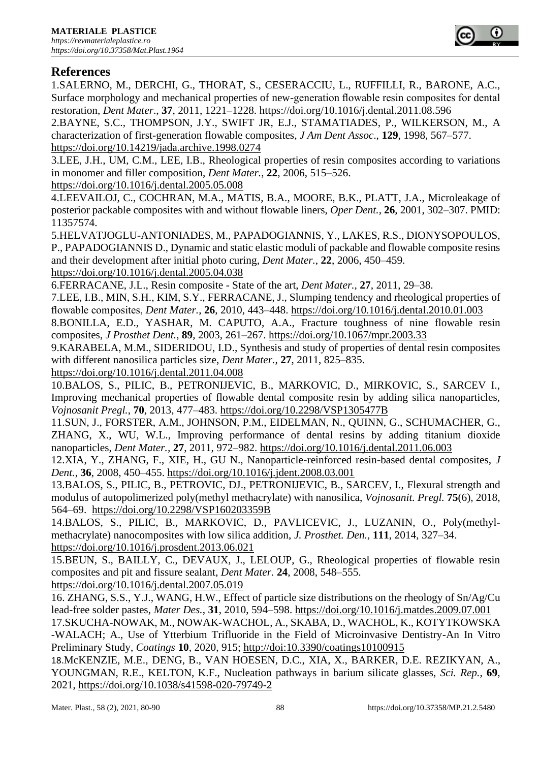## References

1.SALERNO, M., DERCHI, G., THORAT, S., CESERACCIU, L., RUFFILLI, R., BARONE, A.C., Surface morphology and mechanical properties of new-generation flowable resin composites for dental restoration, *Dent Mater*., **37**, 2011, 1221–1228. https://doi.org/10.1016/j.dental.2011.08.596

2.BAYNE, S.C., THOMPSON, J.Y., SWIFT JR, E.J., STAMATIADES, P., WILKERSON, M., A characterization of first-generation flowable composites, *J Am Dent Assoc*., **129**, 1998, 567–577. https://doi.org/10.14219/jada.archive.1998.0274

3.LEE, J.H., UM, C.M., LEE, I.B., Rheological properties of resin composites according to variations in monomer and filler composition, *Dent Mater.*, **22**, 2006, 515–526. https://doi.org/10.1016/j.dental.2005.05.008

4.LEEVAILOJ, C., COCHRAN, M.A., MATIS, B.A., MOORE, B.K., PLATT, J.A., Microleakage of posterior packable composites with and without flowable liners, *Oper Dent.*, **26**, 2001, 302–307. PMID: 11357574.

5.HELVATJOGLU-ANTONIADES, M., PAPADOGIANNIS, Y., LAKES, R.S., DIONYSOPOULOS, P., PAPADOGIANNIS D., Dynamic and static elastic moduli of packable and flowable composite resins and their development after initial photo curing, *Dent Mater.*, **22**, 2006, 450–459. https://doi.org/10.1016/j.dental.2005.04.038

6.FERRACANE, J.L., Resin composite - State of the art, *Dent Mater.*, **27**, 2011, 29–38.

7.LEE, I.B., MIN, S.H., KIM, S.Y., FERRACANE, J., Slumping tendency and rheological properties of flowable composites, *Dent Mater.*, **26**, 2010, 443–448. https://doi.org/10.1016/j.dental.2010.01.003

8.BONILLA, E.D., YASHAR, M. CAPUTO, A.A., Fracture toughness of nine flowable resin composites, *J Prosthet Dent.*, **89**, 2003, 261–267. https://doi.org/10.1067/mpr.2003.33

9.KARABELA, M.M., SIDERIDOU, I.D., Synthesis and study of properties of dental resin composites with different nanosilica particles size, *Dent Mater.*, **27**, 2011, 825–835. https://doi.org/10.1016/j.dental.2011.04.008

10.BALOS, S., PILIC, B., PETRONIJEVIC, B., MARKOVIC, D., MIRKOVIC, S., SARCEV I., Improving mechanical properties of flowable dental composite resin by adding silica nanoparticles, *Vojnosanit Pregl.*, **70**, 2013, 477–483. https://doi.org/10.2298/VSP1305477B

11.SUN, J., FORSTER, A.M., JOHNSON, P.M., EIDELMAN, N., QUINN, G., SCHUMACHER, G., ZHANG, X., WU, W.L., Improving performance of dental resins by adding titanium dioxide nanoparticles, *Dent Mater.*, **27**, 2011, 972–982. https://doi.org/10.1016/j.dental.2011.06.003

12.XIA, Y., ZHANG, F., XIE, H., GU N., Nanoparticle-reinforced resin-based dental composites, *J Dent.*, **36**, 2008, 450–455. https://doi.org/10.1016/j.jdent.2008.03.001

13.BALOS, S., PILIC, B., PETROVIC, DJ., PETRONIJEVIC, B., SARCEV, I., Flexural strength and modulus of autopolimerized poly(methyl methacrylate) with nanosilica, *Vojnosanit. Pregl.* **75**(6), 2018, 564–69. https://doi.org/10.2298/VSP160203359B

14.BALOS, S., PILIC, B., MARKOVIC, D., PAVLICEVIC, J., LUZANIN, O., Poly(methyl-methacrylate) nanocomposites with low silica addition, *J. Prosthet. Den.*, **111**, 2014, 327–34. https://doi.org/10.1016/j.prosdent.2013.06.021

15.BEUN, S., BAILLY, C., DEVAUX, J., LELOUP, G., Rheological properties of flowable resin composites and pit and fissure sealant, *Dent Mater.* **24**, 2008, 548–555. https://doi.org/10.1016/j.dental.2007.05.019

16. ZHANG, S.S., Y.J., WANG, H.W., Effect of particle size distributions on the rheology of Sn/Ag/Cu lead-free solder pastes, *Mater Des.*, **31**, 2010, 594–598. https://doi.org/10.1016/j.matdes.2009.07.001

17.SKUCHA-NOWAK, M., NOWAK-WACHOL, A., SKABA, D., WACHOL, K., KOTYTKOWSKA -WALACH; A., Use of Ytterbium Trifluoride in the Field of Microinvasive Dentistry-An In Vitro Preliminary Study, *Coatings* **10**, 2020, 915; http://doi:10.3390/coatings10100915

18.McKENZIE, M.E., DENG, B., VAN HOESEN, D.C., XIA, X., BARKER, D.E. REZIKYAN, A., YOUNGMAN, R.E., KELTON, K.F., Nucleation pathways in barium silicate glasses, *Sci. Rep.*, **69**, 2021, https://doi.org/10.1038/s41598-020-79749-2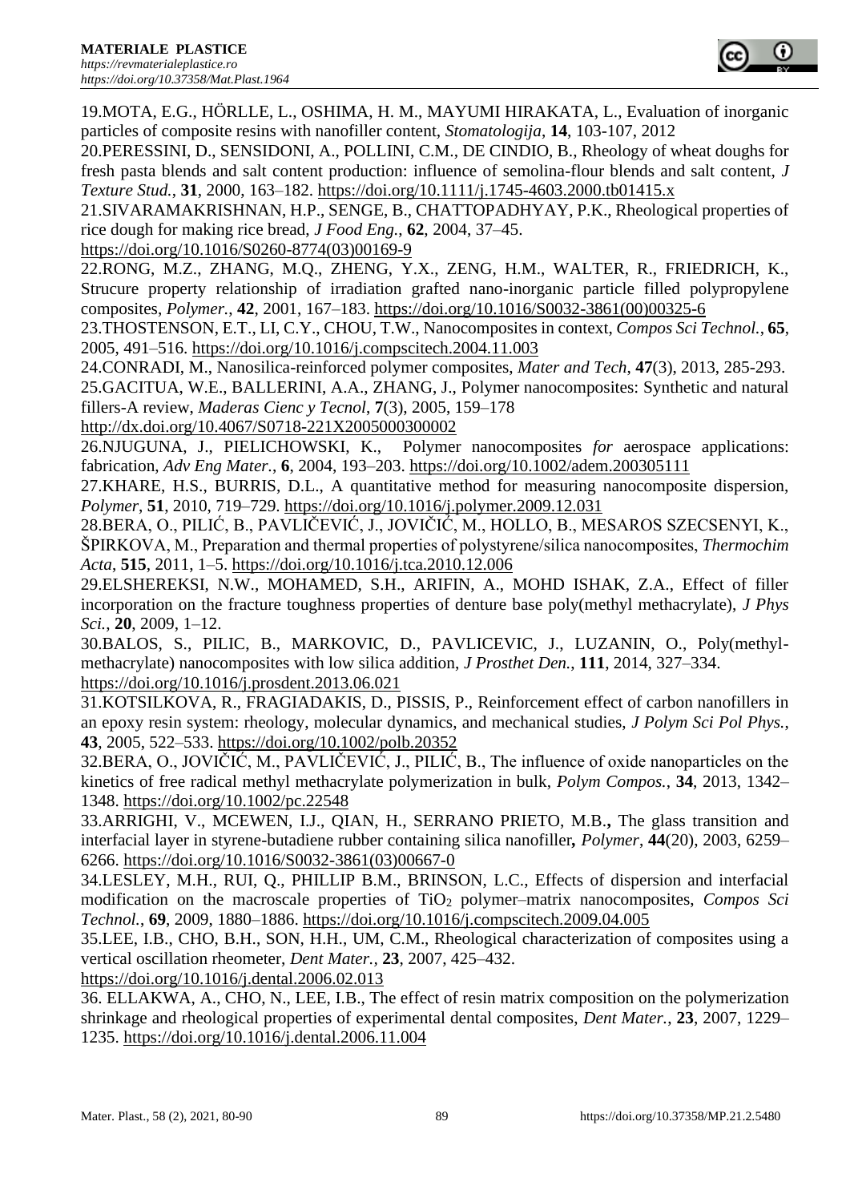19.MOTA, E.G., HÖRLLE, L., OSHIMA, H. M., MAYUMI HIRAKATA, L., Evaluation of inorganic particles of composite resins with nanofiller content, *Stomatologija*, **14**, 103-107, 2012

20.PERESSINI, D., SENSIDONI, A., POLLINI, C.M., DE CINDIO, B., Rheology of wheat doughs for fresh pasta blends and salt content production: influence of semolina-flour blends and salt content, *J Texture Stud.*, **31**, 2000, 163–182. https://doi.org/10.1111/j.1745-4603.2000.tb01415.x

21.SIVARAMAKRISHNAN, H.P., SENGE, B., CHATTOPADHYAY, P.K., Rheological properties of rice dough for making rice bread, *J Food Eng.*, **62**, 2004, 37–45. https://doi.org/10.1016/S0260-8774(03)00169-9

22.RONG, M.Z., ZHANG, M.Q., ZHENG, Y.X., ZENG, H.M., WALTER, R., FRIEDRICH, K., Strucure property relationship of irradiation grafted nano-inorganic particle filled polypropylene composites, *Polymer.*, **42**, 2001, 167–183. https://doi.org/10.1016/S0032-3861(00)00325-6

23.THOSTENSON, E.T., LI, C.Y., CHOU, T.W., Nanocomposites in context, *Compos Sci Technol.*, **65**, 2005, 491–516. https://doi.org/10.1016/j.compscitech.2004.11.003

24.CONRADI, M., Nanosilica-reinforced polymer composites, *Mater and Tech*, **47**(3), 2013, 285-293.

25.GACITUA, W.E., BALLERINI, A.A., ZHANG, J., Polymer nanocomposites: Synthetic and natural fillers-A review, *Maderas Cienc y Tecnol*, **7**(3), 2005, 159–178 http://dx.doi.org/10.4067/S0718-221X2005000300002

26.NJUGUNA, J., PIELICHOWSKI, K., Polymer nanocomposites *for* aerospace applications: fabrication, *Adv Eng Mater.*, **6**, 2004, 193–203. https://doi.org/10.1002/adem.200305111

27.KHARE, H.S., BURRIS, D.L., A quantitative method for measuring nanocomposite dispersion, *Polymer*, **51**, 2010, 719–729. https://doi.org/10.1016/j.polymer.2009.12.031

28.BERA, O., PILIĆ, B., PAVLIČEVIĆ, J., JOVIČIĆ, M., HOLLO, B., MESAROS SZECSENYI, K., ŠPIRKOVA, M., Preparation and thermal properties of polystyrene/silica nanocomposites, *Thermochim Acta*, **515**, 2011, 1–5. https://doi.org/10.1016/j.tca.2010.12.006

29.ELSHEREKSI, N.W., MOHAMED, S.H., ARIFIN, A., MOHD ISHAK, Z.A., Effect of filler incorporation on the fracture toughness properties of denture base poly(methyl methacrylate), *J Phys Sci.*, **20**, 2009, 1–12.

30.BALOS, S., PILIC, B., MARKOVIC, D., PAVLICEVIC, J., LUZANIN, O., Poly(methyl-methacrylate) nanocomposites with low silica addition, *J Prosthet Den.*, **111**, 2014, 327–334. https://doi.org/10.1016/j.prosdent.2013.06.021

31.KOTSILKOVA, R., FRAGIADAKIS, D., PISSIS, P., Reinforcement effect of carbon nanofillers in an epoxy resin system: rheology, molecular dynamics, and mechanical studies, *J Polym Sci Pol Phys.*, **43**, 2005, 522–533. https://doi.org/10.1002/polb.20352

32.BERA, O., JOVIČIĆ, M., PAVLIČEVIĆ, J., PILIĆ, B., The influence of oxide nanoparticles on the kinetics of free radical methyl methacrylate polymerization in bulk, *Polym Compos.*, **34**, 2013, 1342–1348. https://doi.org/10.1002/pc.22548

33.ARRIGHI, V., MCEWEN, I.J., QIAN, H., SERRANO PRIETO, M.B.**,** The glass transition and interfacial layer in styrene-butadiene rubber containing silica nanofiller**,** *Polymer*, **44**(20), 2003, 6259–6266. https://doi.org/10.1016/S0032-3861(03)00667-0

34.LESLEY, M.H., RUI, Q., PHILLIP B.M., BRINSON, L.C., Effects of dispersion and interfacial modification on the macroscale properties of $TiO_2$ polymer–matrix nanocomposites, *Compos Sci Technol.*, **69**, 2009, 1880–1886. https://doi.org/10.1016/j.compscitech.2009.04.005

35.LEE, I.B., CHO, B.H., SON, H.H., UM, C.M., Rheological characterization of composites using a vertical oscillation rheometer, *Dent Mater.*, **23**, 2007, 425–432. https://doi.org/10.1016/j.dental.2006.02.013

36. ELLAKWA, A., CHO, N., LEE, I.B., The effect of resin matrix composition on the polymerization shrinkage and rheological properties of experimental dental composites, *Dent Mater.*, **23**, 2007, 1229–1235. https://doi.org/10.1016/j.dental.2006.11.004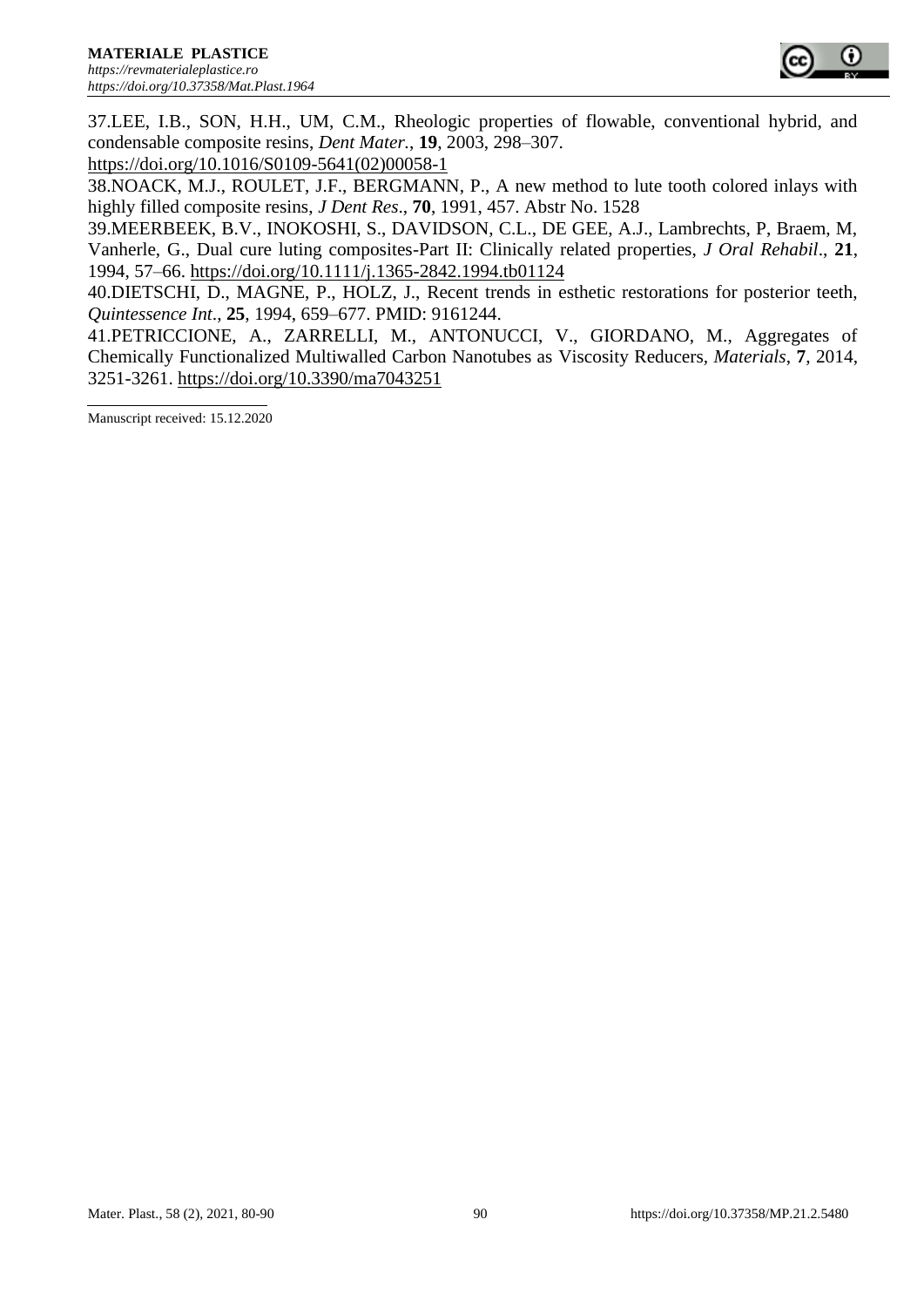37.LEE, I.B., SON, H.H., UM, C.M., Rheologic properties of flowable, conventional hybrid, and condensable composite resins, *Dent Mater.*, **19**, 2003, 298–307. https://doi.org/10.1016/S0109-5641(02)00058-1

38.NOACK, M.J., ROULET, J.F., BERGMANN, P., A new method to lute tooth colored inlays with highly filled composite resins, *J Dent Res*., **70**, 1991, 457. Abstr No. 1528

39.MEERBEEK, B.V., INOKOSHI, S., DAVIDSON, C.L., DE GEE, A.J., Lambrechts, P, Braem, M, Vanherle, G., Dual cure luting composites-Part II: Clinically related properties, *J Oral Rehabil*., **21**, 1994, 57–66. https://doi.org/10.1111/j.1365-2842.1994.tb01124

40.DIETSCHI, D., MAGNE, P., HOLZ, J., Recent trends in esthetic restorations for posterior teeth, *Quintessence Int*., **25**, 1994, 659–677. PMID: 9161244.

41.PETRICCIONE, A., ZARRELLI, M., ANTONUCCI, V., GIORDANO, M., Aggregates of Chemically Functionalized Multiwalled Carbon Nanotubes as Viscosity Reducers, *Materials*, **7**, 2014, 3251-3261. https://doi.org/10.3390/ma7043251

Manuscript received: 15.12.2020